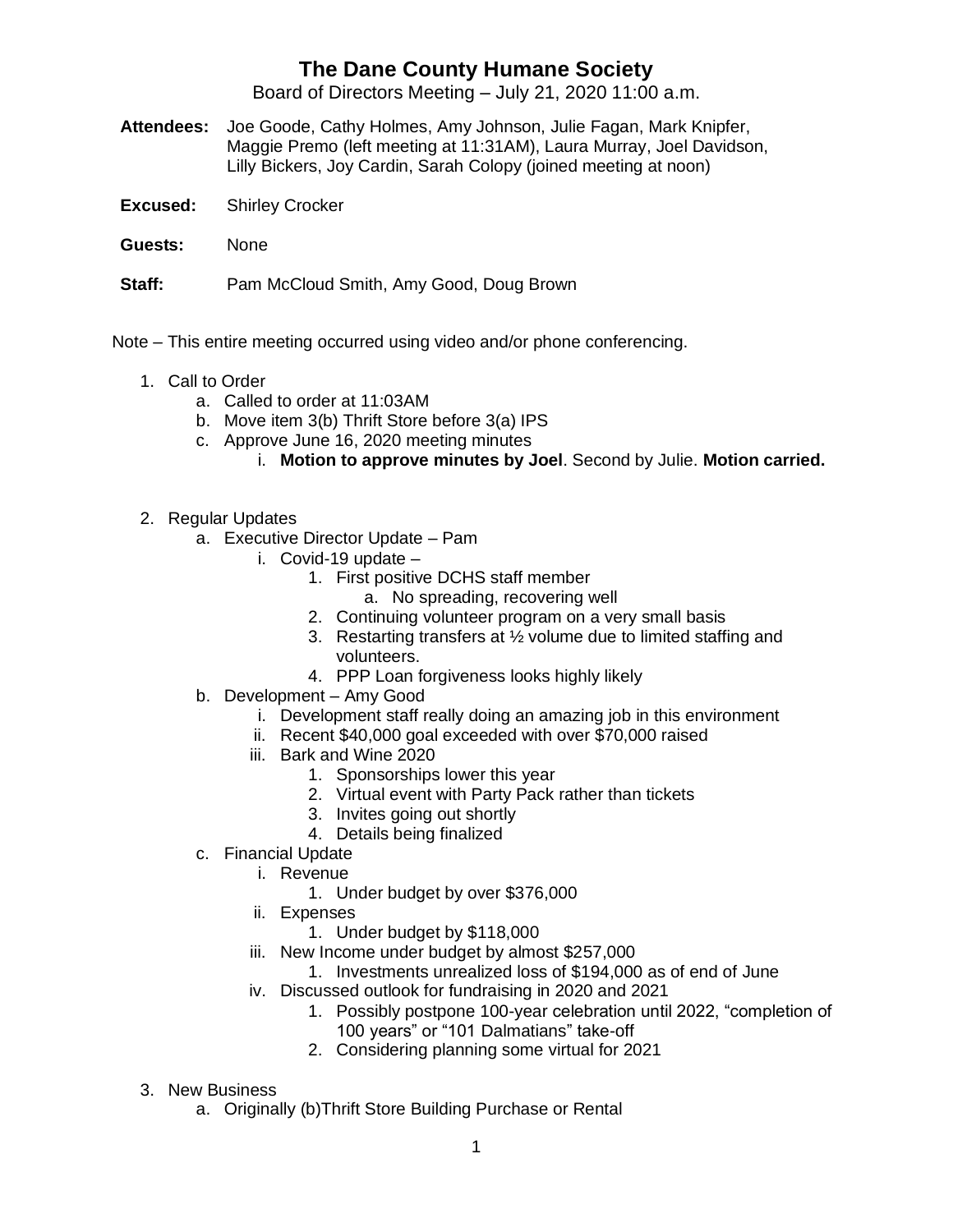# The Dane County Humane Society

Board of Directors Meeting – July 21, 2020 11:00 a.m.

**Attendees:** Joe Goode, Cathy Holmes, Amy Johnson, Julie Fagan, Mark Knipfer, Maggie Premo (left meeting at 11:31AM), Laura Murray, Joel Davidson, Lilly Bickers, Joy Cardin, Sarah Colopy (joined meeting at noon)

**Excused:** Shirley Crocker

**Guests:** None

**Staff:** Pam McCloud Smith, Amy Good, Doug Brown

Note – This entire meeting occurred using video and/or phone conferencing.

1. Call to Order
    a. Called to order at 11:03AM
    b. Move item 3(b) Thrift Store before 3(a) IPS
    c. Approve June 16, 2020 meeting minutes
        i. **Motion to approve minutes by Joel**. Second by Julie. **Motion carried.**

2. Regular Updates
    a. Executive Director Update – Pam
        i. Covid-19 update –
            1. First positive DCHS staff member
                a. No spreading, recovering well
            2. Continuing volunteer program on a very small basis
            3. Restarting transfers at ½ volume due to limited staffing and volunteers.
            4. PPP Loan forgiveness looks highly likely
    b. Development – Amy Good
        i. Development staff really doing an amazing job in this environment
        ii. Recent $40,000 goal exceeded with over $70,000 raised
        iii. Bark and Wine 2020
            1. Sponsorships lower this year
            2. Virtual event with Party Pack rather than tickets
            3. Invites going out shortly
            4. Details being finalized
    c. Financial Update
        i. Revenue
            1. Under budget by over $376,000
        ii. Expenses
            1. Under budget by $118,000
        iii. New Income under budget by almost $257,000
            1. Investments unrealized loss of $194,000 as of end of June
        iv. Discussed outlook for fundraising in 2020 and 2021
            1. Possibly postpone 100-year celebration until 2022, "completion of 100 years" or "101 Dalmatians" take-off
            2. Considering planning some virtual for 2021

3. New Business
    a. Originally (b)Thrift Store Building Purchase or Rental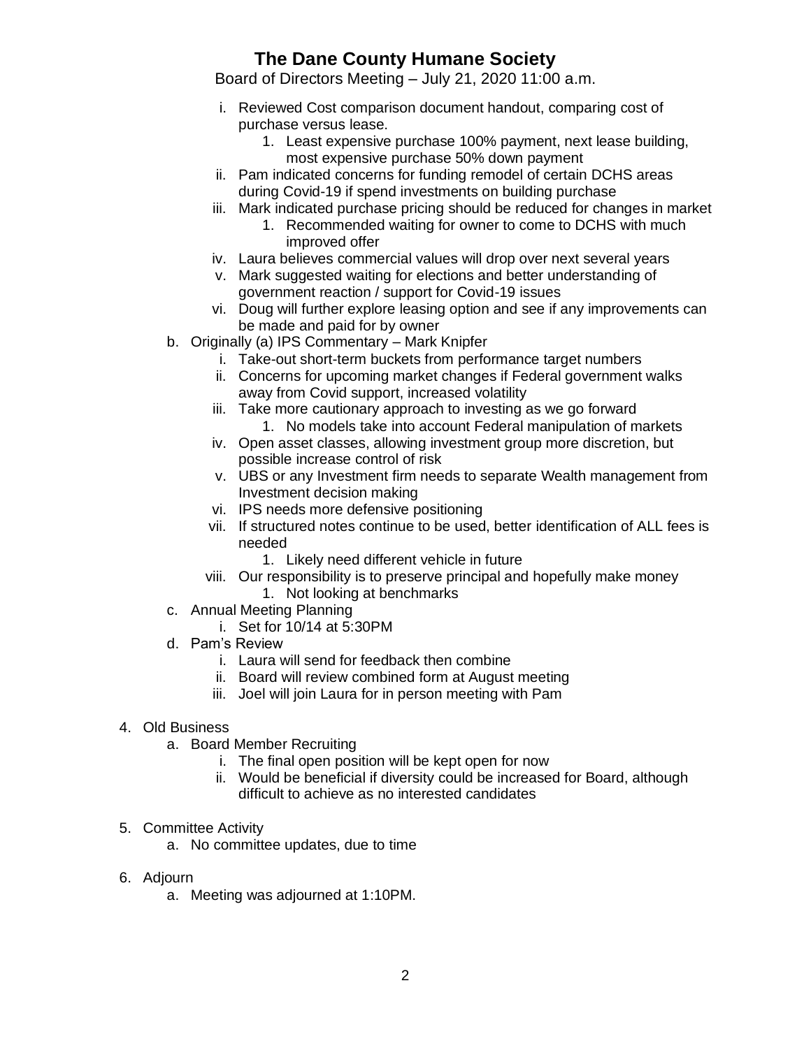# The Dane County Humane Society

Board of Directors Meeting – July 21, 2020 11:00 a.m.

   - i. Reviewed Cost comparison document handout, comparing cost of purchase versus lease.
     1. Least expensive purchase 100% payment, next lease building, most expensive purchase 50% down payment
   - ii. Pam indicated concerns for funding remodel of certain DCHS areas during Covid-19 if spend investments on building purchase
   - iii. Mark indicated purchase pricing should be reduced for changes in market
     1. Recommended waiting for owner to come to DCHS with much improved offer
   - iv. Laura believes commercial values will drop over next several years
   - v. Mark suggested waiting for elections and better understanding of government reaction / support for Covid-19 issues
   - vi. Doug will further explore leasing option and see if any improvements can be made and paid for by owner

- b. Originally (a) IPS Commentary – Mark Knipfer
   - i. Take-out short-term buckets from performance target numbers
   - ii. Concerns for upcoming market changes if Federal government walks away from Covid support, increased volatility
   - iii. Take more cautionary approach to investing as we go forward
     1. No models take into account Federal manipulation of markets
   - iv. Open asset classes, allowing investment group more discretion, but possible increase control of risk
   - v. UBS or any Investment firm needs to separate Wealth management from Investment decision making
   - vi. IPS needs more defensive positioning
   - vii. If structured notes continue to be used, better identification of ALL fees is needed
     1. Likely need different vehicle in future
   - viii. Our responsibility is to preserve principal and hopefully make money
     1. Not looking at benchmarks
- c. Annual Meeting Planning
   - i. Set for 10/14 at 5:30PM
- d. Pam's Review
   - i. Laura will send for feedback then combine
   - ii. Board will review combined form at August meeting
   - iii. Joel will join Laura for in person meeting with Pam

4. Old Business
   - a. Board Member Recruiting
     - i. The final open position will be kept open for now
     - ii. Would be beneficial if diversity could be increased for Board, although difficult to achieve as no interested candidates

5. Committee Activity
   - a. No committee updates, due to time

6. Adjourn
   - a. Meeting was adjourned at 1:10PM.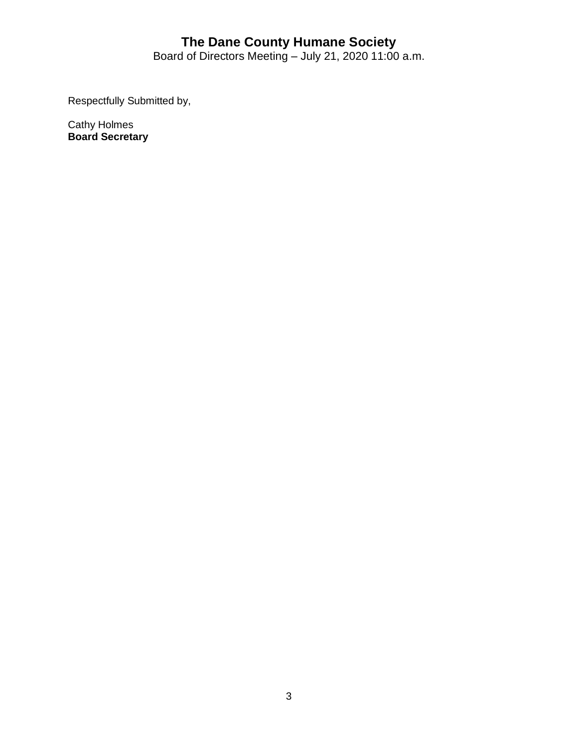Respectfully Submitted by,

Cathy Holmes
**Board Secretary**